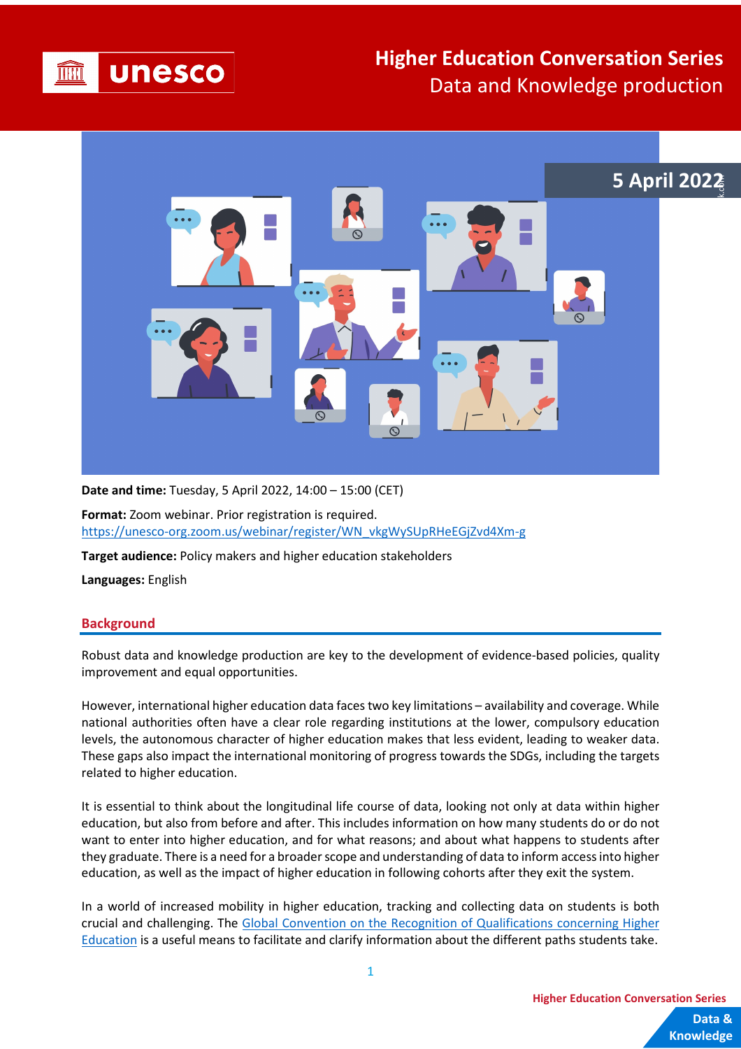# Higher Education Conversation Series

## Data and Knowledge production

**5 April 2022**

**Date and time:** Tuesday, 5 April 2022, 14:00 – 15:00 (CET)

**Format:** Zoom webinar. Prior registration is required.
[https://unesco-org.zoom.us/webinar/register/WN_vkgWySUpRHeEGjZvd4Xm-g](https://unesco-org.zoom.us/webinar/register/WN_vkgWySUpRHeEGjZvd4Xm-g)

**Target audience:** Policy makers and higher education stakeholders

**Languages:** English

## Background

Robust data and knowledge production are key to the development of evidence-based policies, quality improvement and equal opportunities.

However, international higher education data faces two key limitations – availability and coverage. While national authorities often have a clear role regarding institutions at the lower, compulsory education levels, the autonomous character of higher education makes that less evident, leading to weaker data. These gaps also impact the international monitoring of progress towards the SDGs, including the targets related to higher education.

It is essential to think about the longitudinal life course of data, looking not only at data within higher education, but also from before and after. This includes information on how many students do or do not want to enter into higher education, and for what reasons; and about what happens to students after they graduate. There is a need for a broader scope and understanding of data to inform access into higher education, as well as the impact of higher education in following cohorts after they exit the system.

In a world of increased mobility in higher education, tracking and collecting data on students is both crucial and challenging. The [Global Convention on the Recognition of Qualifications concerning Higher Education]() is a useful means to facilitate and clarify information about the different paths students take.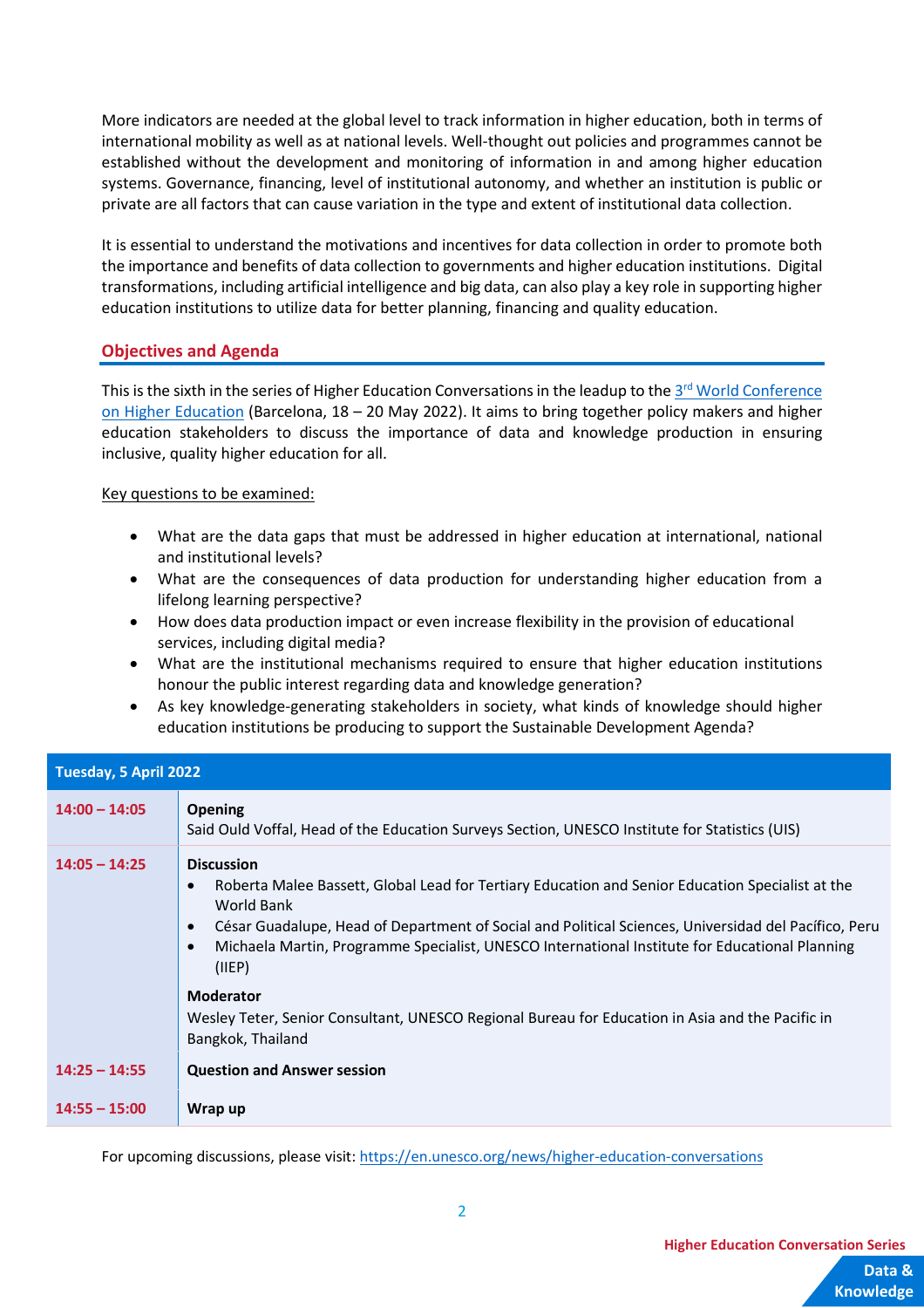More indicators are needed at the global level to track information in higher education, both in terms of international mobility as well as at national levels. Well-thought out policies and programmes cannot be established without the development and monitoring of information in and among higher education systems. Governance, financing, level of institutional autonomy, and whether an institution is public or private are all factors that can cause variation in the type and extent of institutional data collection.

It is essential to understand the motivations and incentives for data collection in order to promote both the importance and benefits of data collection to governments and higher education institutions. Digital transformations, including artificial intelligence and big data, can also play a key role in supporting higher education institutions to utilize data for better planning, financing and quality education.

## Objectives and Agenda

This is the sixth in the series of Higher Education Conversations in the leadup to the [3rd World Conference on Higher Education] (Barcelona, 18 – 20 May 2022). It aims to bring together policy makers and higher education stakeholders to discuss the importance of data and knowledge production in ensuring inclusive, quality higher education for all.

Key questions to be examined:

- What are the data gaps that must be addressed in higher education at international, national and institutional levels?
- What are the consequences of data production for understanding higher education from a lifelong learning perspective?
- How does data production impact or even increase flexibility in the provision of educational services, including digital media?
- What are the institutional mechanisms required to ensure that higher education institutions honour the public interest regarding data and knowledge generation?
- As key knowledge-generating stakeholders in society, what kinds of knowledge should higher education institutions be producing to support the Sustainable Development Agenda?

| Tuesday, 5 April 2022 | |
|---|---|
| **14:00 – 14:05** | **Opening**<br>Said Ould Voffal, Head of the Education Surveys Section, UNESCO Institute for Statistics (UIS) |
| **14:05 – 14:25** | **Discussion**<br>• Roberta Malee Bassett, Global Lead for Tertiary Education and Senior Education Specialist at the World Bank<br>• César Guadalupe, Head of Department of Social and Political Sciences, Universidad del Pacífico, Peru<br>• Michaela Martin, Programme Specialist, UNESCO International Institute for Educational Planning (IIEP)<br><br>**Moderator**<br>Wesley Teter, Senior Consultant, UNESCO Regional Bureau for Education in Asia and the Pacific in Bangkok, Thailand |
| **14:25 – 14:55** | **Question and Answer session** |
| **14:55 – 15:00** | **Wrap up** |

For upcoming discussions, please visit: https://en.unesco.org/news/higher-education-conversations